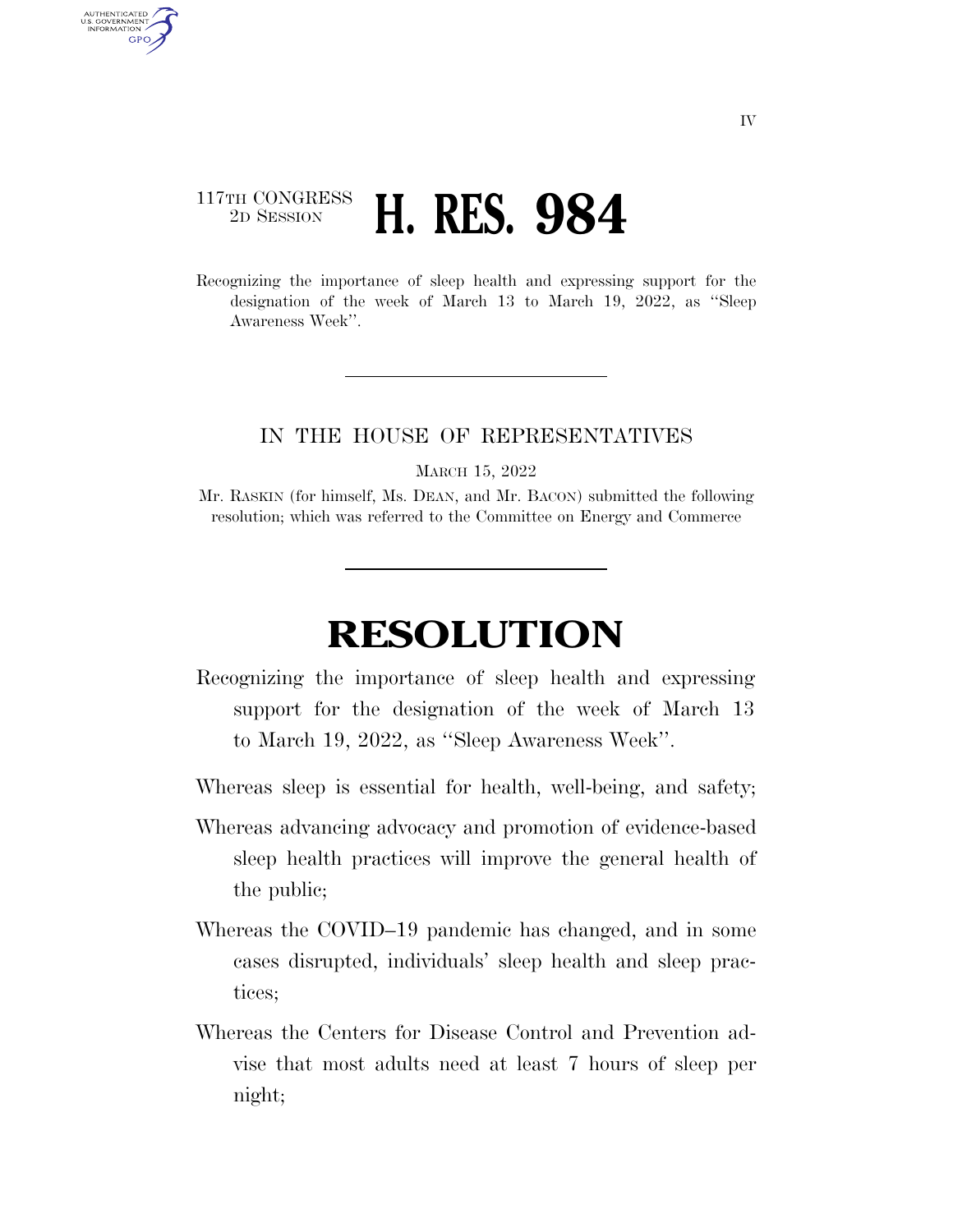117TH CONGRESS
2D SESSION

# H. RES. 984

Recognizing the importance of sleep health and expressing support for the designation of the week of March 13 to March 19, 2022, as ''Sleep Awareness Week''.

---

IN THE HOUSE OF REPRESENTATIVES

MARCH 15, 2022

Mr. RASKIN (for himself, Ms. DEAN, and Mr. BACON) submitted the following resolution; which was referred to the Committee on Energy and Commerce

---

# RESOLUTION

Recognizing the importance of sleep health and expressing support for the designation of the week of March 13 to March 19, 2022, as ''Sleep Awareness Week''.

Whereas sleep is essential for health, well-being, and safety;

Whereas advancing advocacy and promotion of evidence-based sleep health practices will improve the general health of the public;

Whereas the COVID–19 pandemic has changed, and in some cases disrupted, individuals' sleep health and sleep practices;

Whereas the Centers for Disease Control and Prevention advise that most adults need at least 7 hours of sleep per night;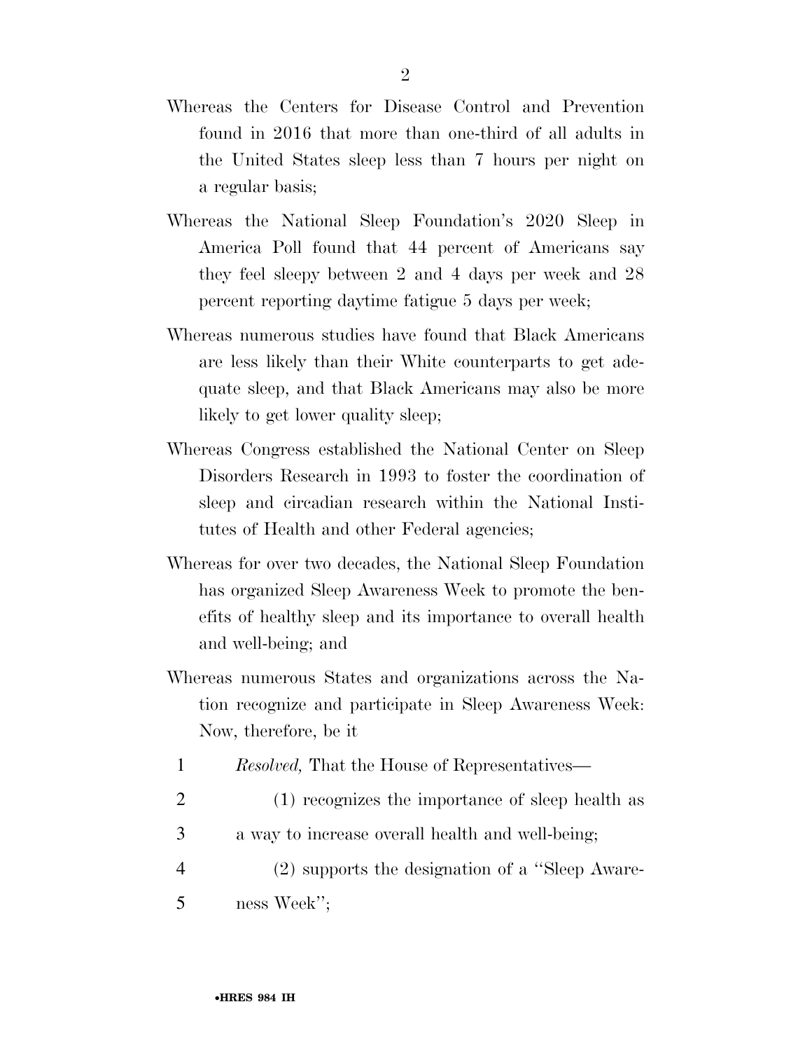Whereas the Centers for Disease Control and Prevention found in 2016 that more than one-third of all adults in the United States sleep less than 7 hours per night on a regular basis;

Whereas the National Sleep Foundation's 2020 Sleep in America Poll found that 44 percent of Americans say they feel sleepy between 2 and 4 days per week and 28 percent reporting daytime fatigue 5 days per week;

Whereas numerous studies have found that Black Americans are less likely than their White counterparts to get adequate sleep, and that Black Americans may also be more likely to get lower quality sleep;

Whereas Congress established the National Center on Sleep Disorders Research in 1993 to foster the coordination of sleep and circadian research within the National Institutes of Health and other Federal agencies;

Whereas for over two decades, the National Sleep Foundation has organized Sleep Awareness Week to promote the benefits of healthy sleep and its importance to overall health and well-being; and

Whereas numerous States and organizations across the Nation recognize and participate in Sleep Awareness Week: Now, therefore, be it

1 *Resolved,* That the House of Representatives—

2 (1) recognizes the importance of sleep health as

3 a way to increase overall health and well-being;

4 (2) supports the designation of a ''Sleep Aware-

5 ness Week'';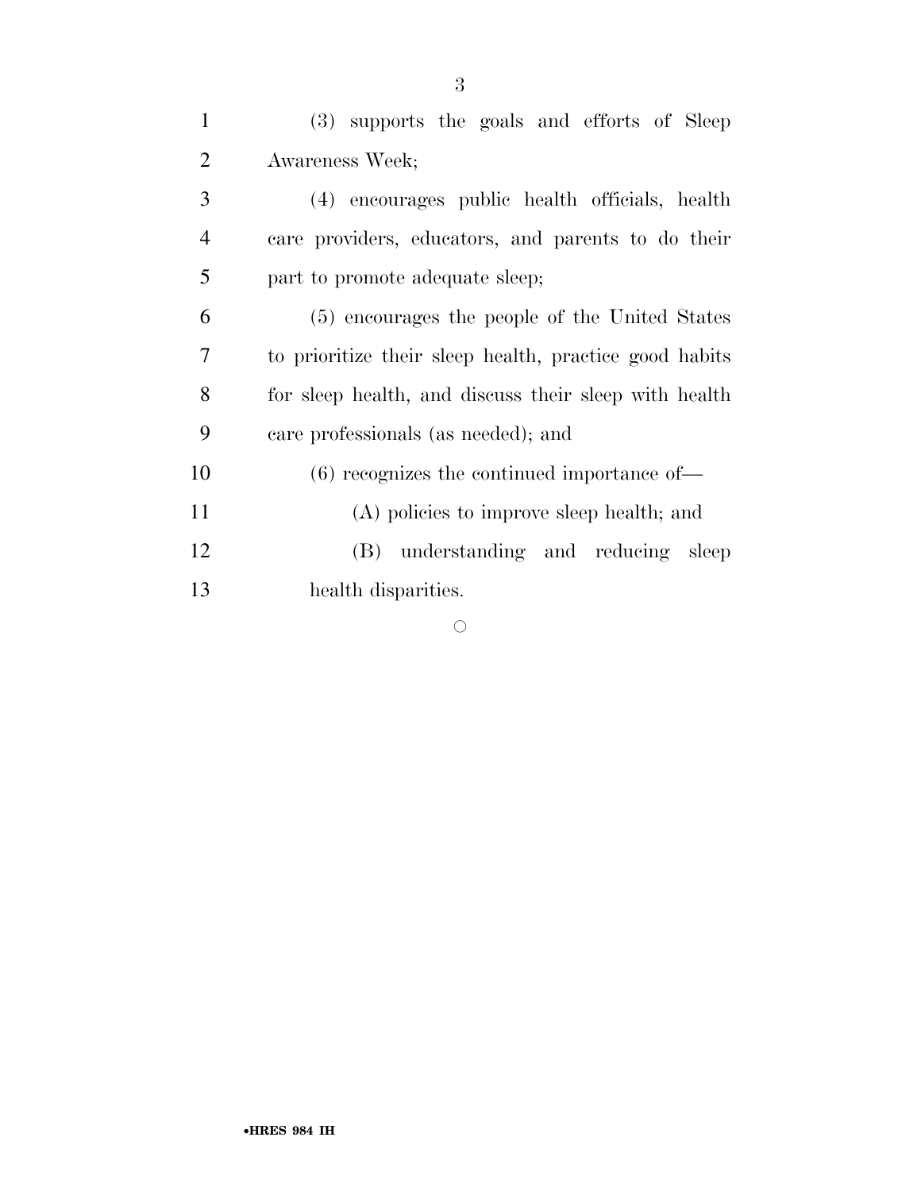(3) supports the goals and efforts of Sleep Awareness Week;

(4) encourages public health officials, health care providers, educators, and parents to do their part to promote adequate sleep;

(5) encourages the people of the United States to prioritize their sleep health, practice good habits for sleep health, and discuss their sleep with health care professionals (as needed); and

(6) recognizes the continued importance of—

(A) policies to improve sleep health; and

(B) understanding and reducing sleep health disparities.

○